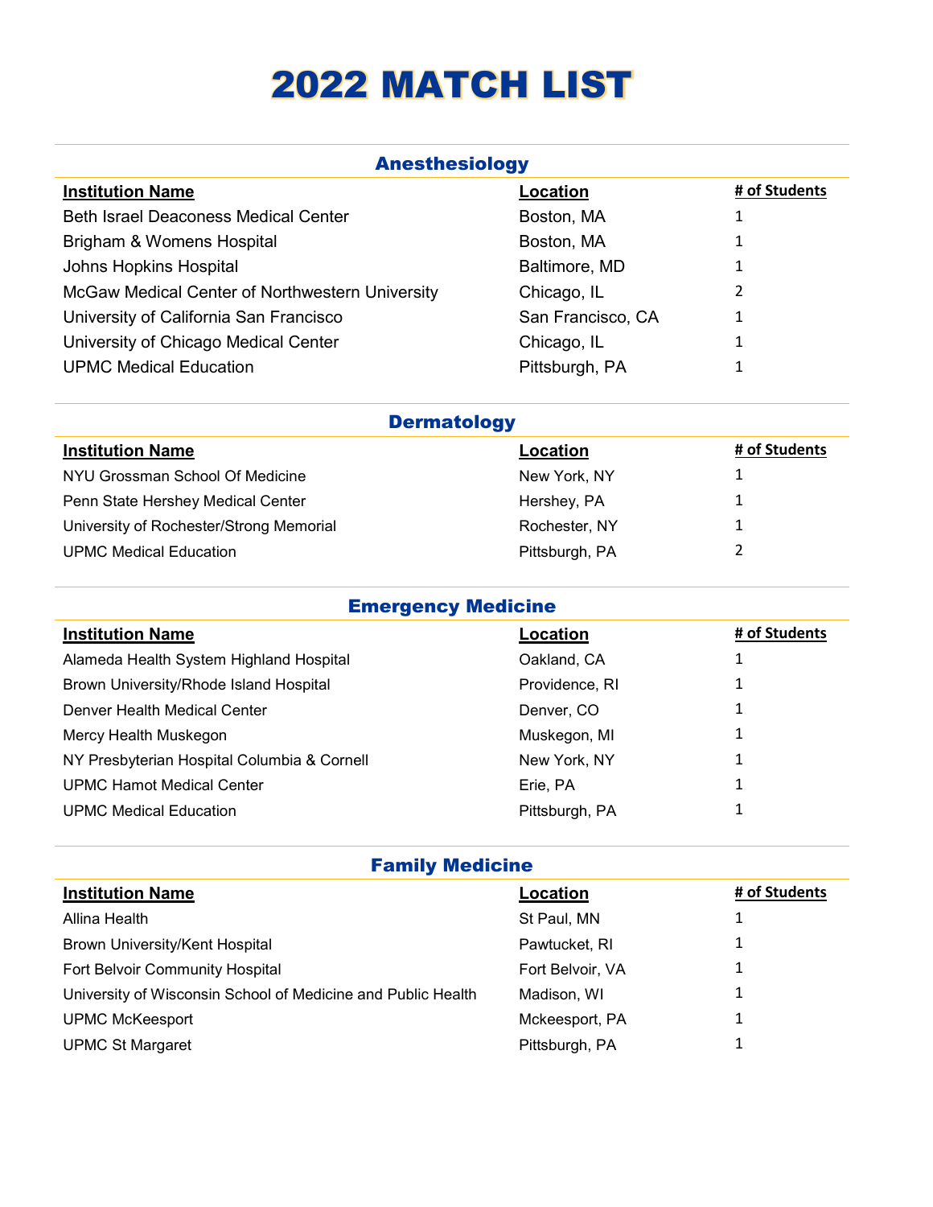# 2022 MATCH LIST

## Anesthesiology

| Institution Name | Location | # of Students |
|---|---|---|
| Beth Israel Deaconess Medical Center | Boston, MA | 1 |
| Brigham & Womens Hospital | Boston, MA | 1 |
| Johns Hopkins Hospital | Baltimore, MD | 1 |
| McGaw Medical Center of Northwestern University | Chicago, IL | 2 |
| University of California San Francisco | San Francisco, CA | 1 |
| University of Chicago Medical Center | Chicago, IL | 1 |
| UPMC Medical Education | Pittsburgh, PA | 1 |

## Dermatology

| Institution Name | Location | # of Students |
|---|---|---|
| NYU Grossman School Of Medicine | New York, NY | 1 |
| Penn State Hershey Medical Center | Hershey, PA | 1 |
| University of Rochester/Strong Memorial | Rochester, NY | 1 |
| UPMC Medical Education | Pittsburgh, PA | 2 |

## Emergency Medicine

| Institution Name | Location | # of Students |
|---|---|---|
| Alameda Health System Highland Hospital | Oakland, CA | 1 |
| Brown University/Rhode Island Hospital | Providence, RI | 1 |
| Denver Health Medical Center | Denver, CO | 1 |
| Mercy Health Muskegon | Muskegon, MI | 1 |
| NY Presbyterian Hospital Columbia & Cornell | New York, NY | 1 |
| UPMC Hamot Medical Center | Erie, PA | 1 |
| UPMC Medical Education | Pittsburgh, PA | 1 |

## Family Medicine

| Institution Name | Location | # of Students |
|---|---|---|
| Allina Health | St Paul, MN | 1 |
| Brown University/Kent Hospital | Pawtucket, RI | 1 |
| Fort Belvoir Community Hospital | Fort Belvoir, VA | 1 |
| University of Wisconsin School of Medicine and Public Health | Madison, WI | 1 |
| UPMC McKeesport | Mckeesport, PA | 1 |
| UPMC St Margaret | Pittsburgh, PA | 1 |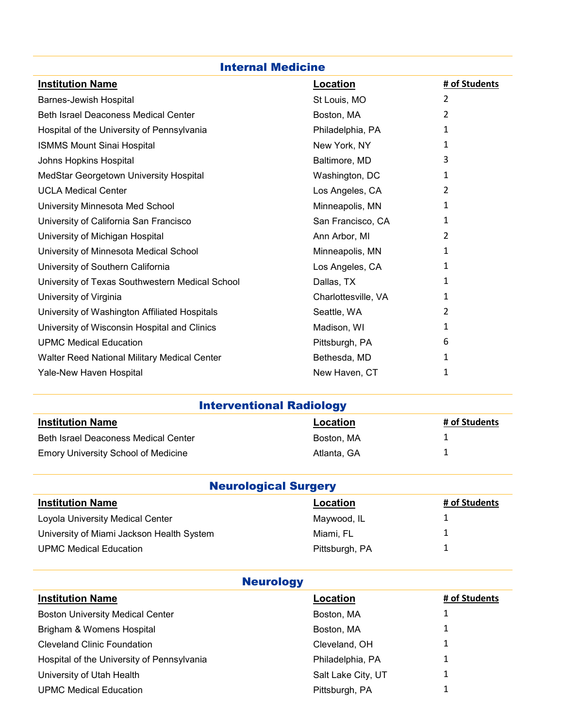## Internal Medicine

| Institution Name | Location | # of Students |
|---|---|---|
| Barnes-Jewish Hospital | St Louis, MO | 2 |
| Beth Israel Deaconess Medical Center | Boston, MA | 2 |
| Hospital of the University of Pennsylvania | Philadelphia, PA | 1 |
| ISMMS Mount Sinai Hospital | New York, NY | 1 |
| Johns Hopkins Hospital | Baltimore, MD | 3 |
| MedStar Georgetown University Hospital | Washington, DC | 1 |
| UCLA Medical Center | Los Angeles, CA | 2 |
| University Minnesota Med School | Minneapolis, MN | 1 |
| University of California San Francisco | San Francisco, CA | 1 |
| University of Michigan Hospital | Ann Arbor, MI | 2 |
| University of Minnesota Medical School | Minneapolis, MN | 1 |
| University of Southern California | Los Angeles, CA | 1 |
| University of Texas Southwestern Medical School | Dallas, TX | 1 |
| University of Virginia | Charlottesville, VA | 1 |
| University of Washington Affiliated Hospitals | Seattle, WA | 2 |
| University of Wisconsin Hospital and Clinics | Madison, WI | 1 |
| UPMC Medical Education | Pittsburgh, PA | 6 |
| Walter Reed National Military Medical Center | Bethesda, MD | 1 |
| Yale-New Haven Hospital | New Haven, CT | 1 |

## Interventional Radiology

| Institution Name | Location | # of Students |
|---|---|---|
| Beth Israel Deaconess Medical Center | Boston, MA | 1 |
| Emory University School of Medicine | Atlanta, GA | 1 |

## Neurological Surgery

| Institution Name | Location | # of Students |
|---|---|---|
| Loyola University Medical Center | Maywood, IL | 1 |
| University of Miami Jackson Health System | Miami, FL | 1 |
| UPMC Medical Education | Pittsburgh, PA | 1 |

## Neurology

| Institution Name | Location | # of Students |
|---|---|---|
| Boston University Medical Center | Boston, MA | 1 |
| Brigham & Womens Hospital | Boston, MA | 1 |
| Cleveland Clinic Foundation | Cleveland, OH | 1 |
| Hospital of the University of Pennsylvania | Philadelphia, PA | 1 |
| University of Utah Health | Salt Lake City, UT | 1 |
| UPMC Medical Education | Pittsburgh, PA | 1 |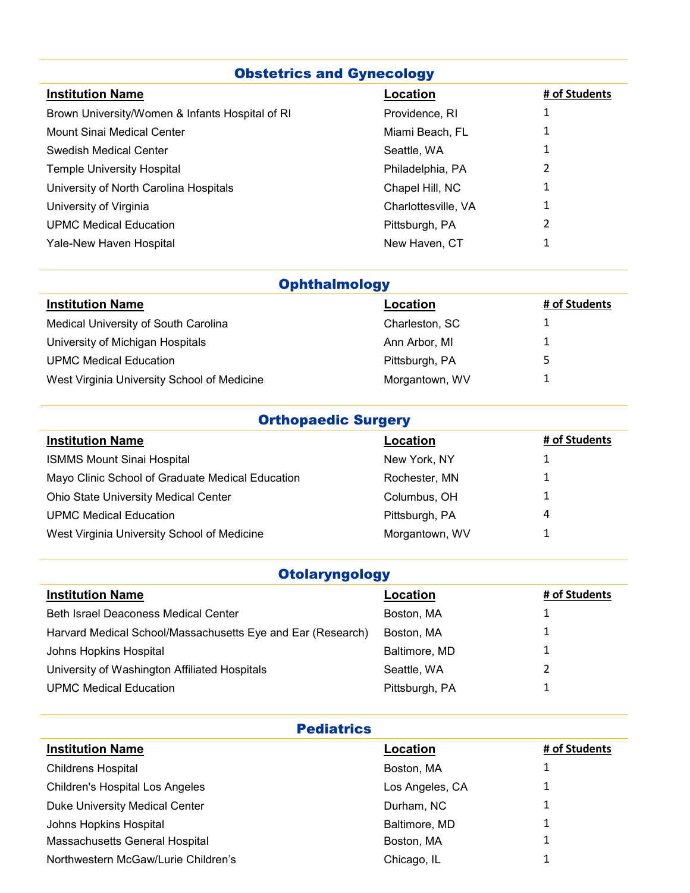## Obstetrics and Gynecology

| Institution Name | Location | # of Students |
|---|---|---|
| Brown University/Women & Infants Hospital of RI | Providence, RI | 1 |
| Mount Sinai Medical Center | Miami Beach, FL | 1 |
| Swedish Medical Center | Seattle, WA | 1 |
| Temple University Hospital | Philadelphia, PA | 2 |
| University of North Carolina Hospitals | Chapel Hill, NC | 1 |
| University of Virginia | Charlottesville, VA | 1 |
| UPMC Medical Education | Pittsburgh, PA | 2 |
| Yale-New Haven Hospital | New Haven, CT | 1 |

## Ophthalmology

| Institution Name | Location | # of Students |
|---|---|---|
| Medical University of South Carolina | Charleston, SC | 1 |
| University of Michigan Hospitals | Ann Arbor, MI | 1 |
| UPMC Medical Education | Pittsburgh, PA | 5 |
| West Virginia University School of Medicine | Morgantown, WV | 1 |

## Orthopaedic Surgery

| Institution Name | Location | # of Students |
|---|---|---|
| ISMMS Mount Sinai Hospital | New York, NY | 1 |
| Mayo Clinic School of Graduate Medical Education | Rochester, MN | 1 |
| Ohio State University Medical Center | Columbus, OH | 1 |
| UPMC Medical Education | Pittsburgh, PA | 4 |
| West Virginia University School of Medicine | Morgantown, WV | 1 |

## Otolaryngology

| Institution Name | Location | # of Students |
|---|---|---|
| Beth Israel Deaconess Medical Center | Boston, MA | 1 |
| Harvard Medical School/Massachusetts Eye and Ear (Research) | Boston, MA | 1 |
| Johns Hopkins Hospital | Baltimore, MD | 1 |
| University of Washington Affiliated Hospitals | Seattle, WA | 2 |
| UPMC Medical Education | Pittsburgh, PA | 1 |

## Pediatrics

| Institution Name | Location | # of Students |
|---|---|---|
| Childrens Hospital | Boston, MA | 1 |
| Children's Hospital Los Angeles | Los Angeles, CA | 1 |
| Duke University Medical Center | Durham, NC | 1 |
| Johns Hopkins Hospital | Baltimore, MD | 1 |
| Massachusetts General Hospital | Boston, MA | 1 |
| Northwestern McGaw/Lurie Children's | Chicago, IL | 1 |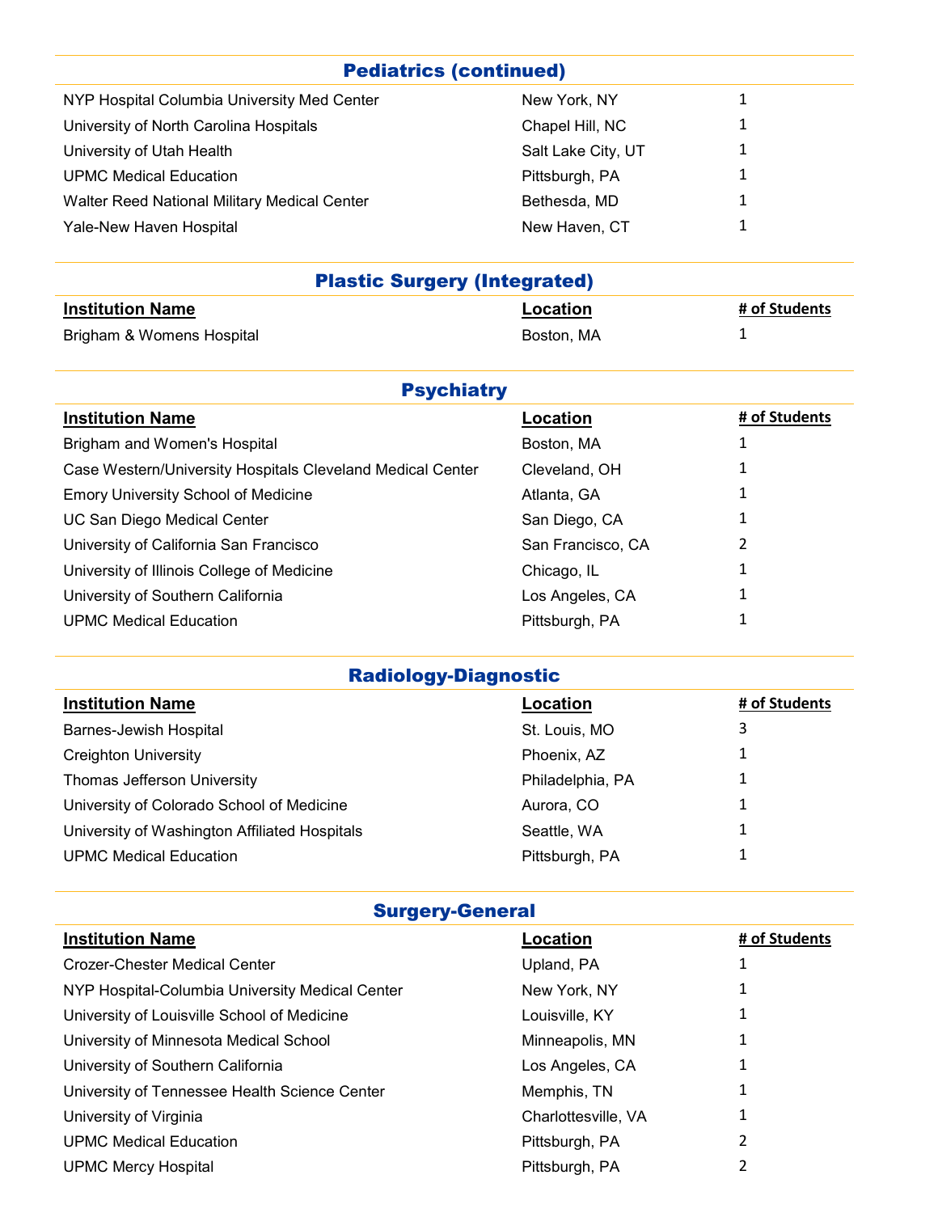## Pediatrics (continued)

| | | |
|---|---|---|
| NYP Hospital Columbia University Med Center | New York, NY | 1 |
| University of North Carolina Hospitals | Chapel Hill, NC | 1 |
| University of Utah Health | Salt Lake City, UT | 1 |
| UPMC Medical Education | Pittsburgh, PA | 1 |
| Walter Reed National Military Medical Center | Bethesda, MD | 1 |
| Yale-New Haven Hospital | New Haven, CT | 1 |

## Plastic Surgery (Integrated)

| Institution Name | Location | # of Students |
|---|---|---|
| Brigham & Womens Hospital | Boston, MA | 1 |

## Psychiatry

| Institution Name | Location | # of Students |
|---|---|---|
| Brigham and Women's Hospital | Boston, MA | 1 |
| Case Western/University Hospitals Cleveland Medical Center | Cleveland, OH | 1 |
| Emory University School of Medicine | Atlanta, GA | 1 |
| UC San Diego Medical Center | San Diego, CA | 1 |
| University of California San Francisco | San Francisco, CA | 2 |
| University of Illinois College of Medicine | Chicago, IL | 1 |
| University of Southern California | Los Angeles, CA | 1 |
| UPMC Medical Education | Pittsburgh, PA | 1 |

## Radiology-Diagnostic

| Institution Name | Location | # of Students |
|---|---|---|
| Barnes-Jewish Hospital | St. Louis, MO | 3 |
| Creighton University | Phoenix, AZ | 1 |
| Thomas Jefferson University | Philadelphia, PA | 1 |
| University of Colorado School of Medicine | Aurora, CO | 1 |
| University of Washington Affiliated Hospitals | Seattle, WA | 1 |
| UPMC Medical Education | Pittsburgh, PA | 1 |

## Surgery-General

| Institution Name | Location | # of Students |
|---|---|---|
| Crozer-Chester Medical Center | Upland, PA | 1 |
| NYP Hospital-Columbia University Medical Center | New York, NY | 1 |
| University of Louisville School of Medicine | Louisville, KY | 1 |
| University of Minnesota Medical School | Minneapolis, MN | 1 |
| University of Southern California | Los Angeles, CA | 1 |
| University of Tennessee Health Science Center | Memphis, TN | 1 |
| University of Virginia | Charlottesville, VA | 1 |
| UPMC Medical Education | Pittsburgh, PA | 2 |
| UPMC Mercy Hospital | Pittsburgh, PA | 2 |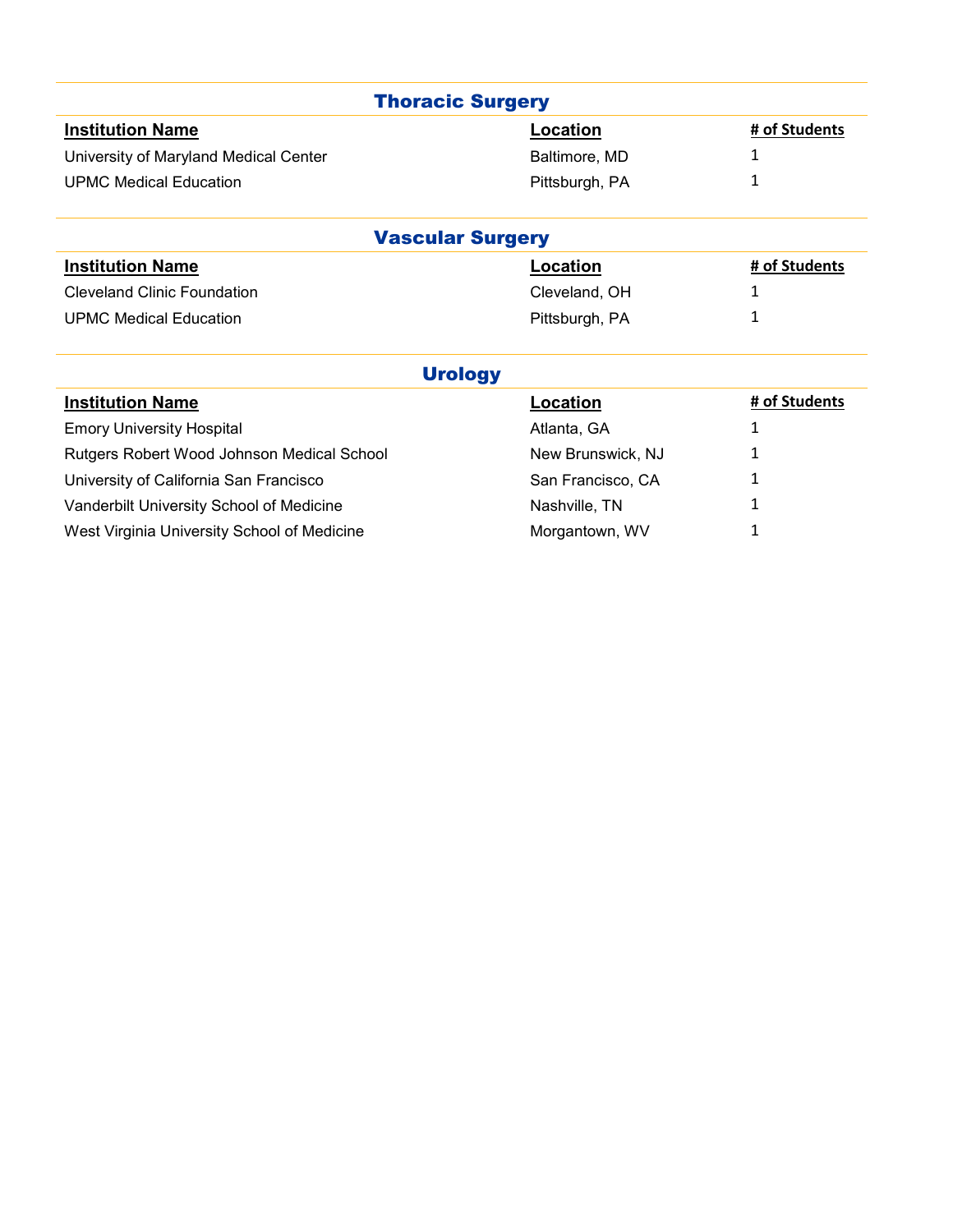## Thoracic Surgery

| Institution Name | Location | # of Students |
| --- | --- | --- |
| University of Maryland Medical Center | Baltimore, MD | 1 |
| UPMC Medical Education | Pittsburgh, PA | 1 |

## Vascular Surgery

| Institution Name | Location | # of Students |
| --- | --- | --- |
| Cleveland Clinic Foundation | Cleveland, OH | 1 |
| UPMC Medical Education | Pittsburgh, PA | 1 |

## Urology

| Institution Name | Location | # of Students |
| --- | --- | --- |
| Emory University Hospital | Atlanta, GA | 1 |
| Rutgers Robert Wood Johnson Medical School | New Brunswick, NJ | 1 |
| University of California San Francisco | San Francisco, CA | 1 |
| Vanderbilt University School of Medicine | Nashville, TN | 1 |
| West Virginia University School of Medicine | Morgantown, WV | 1 |